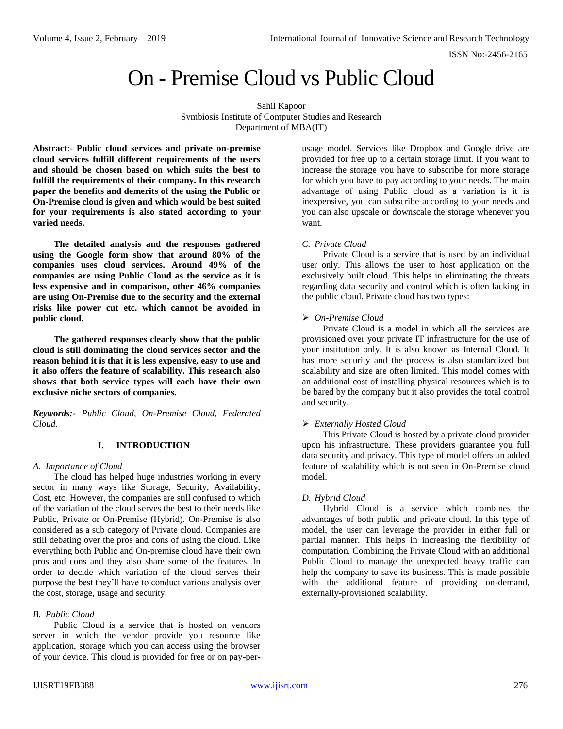# On - Premise Cloud vs Public Cloud

Sahil Kapoor
Symbiosis Institute of Computer Studies and Research
Department of MBA(IT)

**Abstract**:- **Public cloud services and private on-premise cloud services fulfill different requirements of the users and should be chosen based on which suits the best to fulfill the requirements of their company. In this research paper the benefits and demerits of the using the Public or On-Premise cloud is given and which would be best suited for your requirements is also stated according to your varied needs.**

**The detailed analysis and the responses gathered using the Google form show that around 80% of the companies uses cloud services. Around 49% of the companies are using Public Cloud as the service as it is less expensive and in comparison, other 46% companies are using On-Premise due to the security and the external risks like power cut etc. which cannot be avoided in public cloud.**

**The gathered responses clearly show that the public cloud is still dominating the cloud services sector and the reason behind it is that it is less expensive, easy to use and it also offers the feature of scalability. This research also shows that both service types will each have their own exclusive niche sectors of companies.**

***Keywords:-*** *Public Cloud, On-Premise Cloud, Federated Cloud.*

## I. INTRODUCTION

### *A. Importance of Cloud*

The cloud has helped huge industries working in every sector in many ways like Storage, Security, Availability, Cost, etc. However, the companies are still confused to which of the variation of the cloud serves the best to their needs like Public, Private or On-Premise (Hybrid). On-Premise is also considered as a sub category of Private cloud. Companies are still debating over the pros and cons of using the cloud. Like everything both Public and On-premise cloud have their own pros and cons and they also share some of the features. In order to decide which variation of the cloud serves their purpose the best they'll have to conduct various analysis over the cost, storage, usage and security.

### *B. Public Cloud*

Public Cloud is a service that is hosted on vendors server in which the vendor provide you resource like application, storage which you can access using the browser of your device. This cloud is provided for free or on pay-per-usage model. Services like Dropbox and Google drive are provided for free up to a certain storage limit. If you want to increase the storage you have to subscribe for more storage for which you have to pay according to your needs. The main advantage of using Public cloud as a variation is it is inexpensive, you can subscribe according to your needs and you can also upscale or downscale the storage whenever you want.

### *C. Private Cloud*

Private Cloud is a service that is used by an individual user only. This allows the user to host application on the exclusively built cloud. This helps in eliminating the threats regarding data security and control which is often lacking in the public cloud. Private cloud has two types:

- *On-Premise Cloud*

Private Cloud is a model in which all the services are provisioned over your private IT infrastructure for the use of your institution only. It is also known as Internal Cloud. It has more security and the process is also standardized but scalability and size are often limited. This model comes with an additional cost of installing physical resources which is to be bared by the company but it also provides the total control and security.

- *Externally Hosted Cloud*

This Private Cloud is hosted by a private cloud provider upon his infrastructure. These providers guarantee you full data security and privacy. This type of model offers an added feature of scalability which is not seen in On-Premise cloud model.

### *D. Hybrid Cloud*

Hybrid Cloud is a service which combines the advantages of both public and private cloud. In this type of model, the user can leverage the provider in either full or partial manner. This helps in increasing the flexibility of computation. Combining the Private Cloud with an additional Public Cloud to manage the unexpected heavy traffic can help the company to save its business. This is made possible with the additional feature of providing on-demand, externally-provisioned scalability.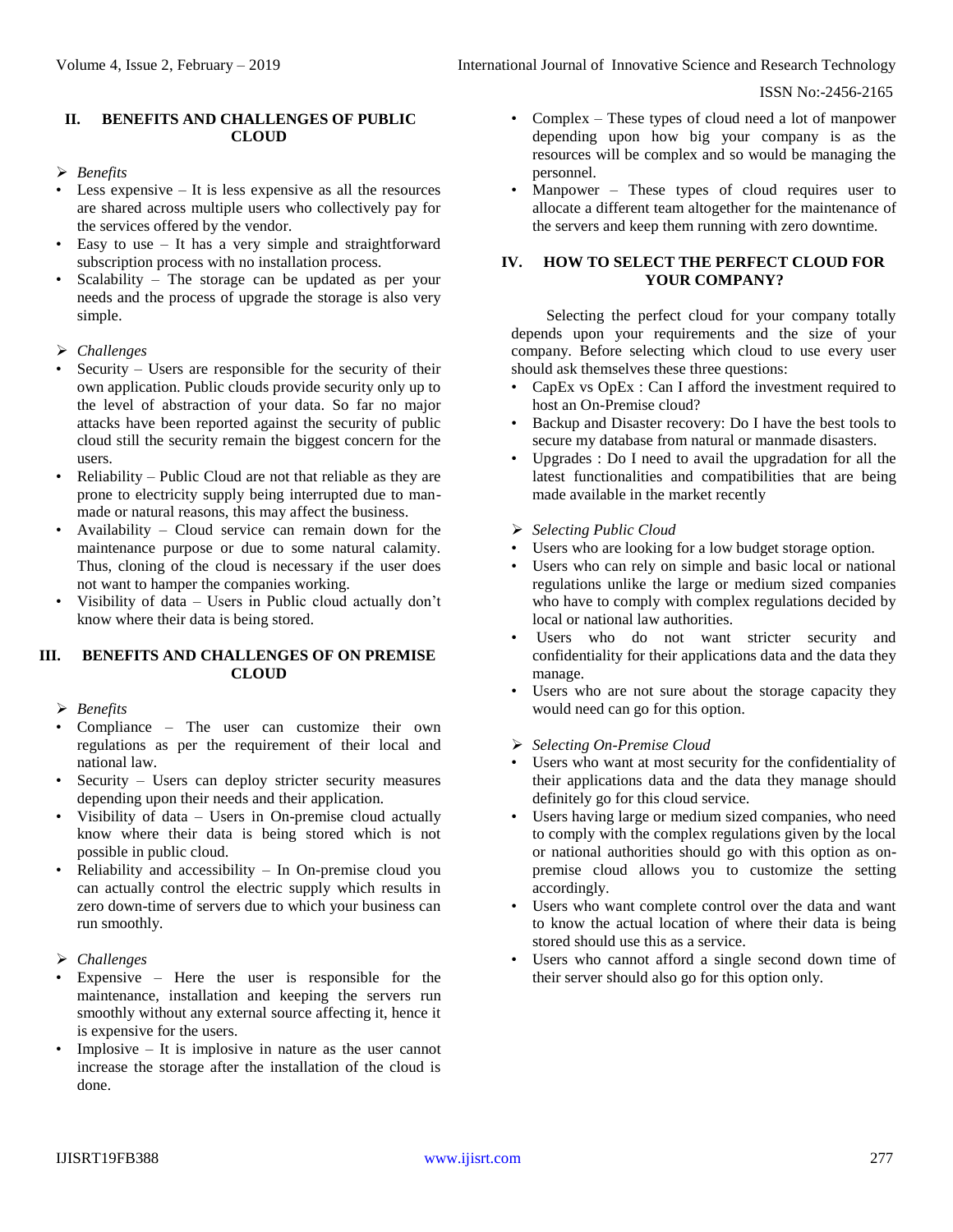## II. BENEFITS AND CHALLENGES OF PUBLIC CLOUD

➢ *Benefits*

- Less expensive – It is less expensive as all the resources are shared across multiple users who collectively pay for the services offered by the vendor.
- Easy to use – It has a very simple and straightforward subscription process with no installation process.
- Scalability – The storage can be updated as per your needs and the process of upgrade the storage is also very simple.

➢ *Challenges*

- Security – Users are responsible for the security of their own application. Public clouds provide security only up to the level of abstraction of your data. So far no major attacks have been reported against the security of public cloud still the security remain the biggest concern for the users.
- Reliability – Public Cloud are not that reliable as they are prone to electricity supply being interrupted due to man-made or natural reasons, this may affect the business.
- Availability – Cloud service can remain down for the maintenance purpose or due to some natural calamity. Thus, cloning of the cloud is necessary if the user does not want to hamper the companies working.
- Visibility of data – Users in Public cloud actually don't know where their data is being stored.

## III. BENEFITS AND CHALLENGES OF ON PREMISE CLOUD

➢ *Benefits*

- Compliance – The user can customize their own regulations as per the requirement of their local and national law.
- Security – Users can deploy stricter security measures depending upon their needs and their application.
- Visibility of data – Users in On-premise cloud actually know where their data is being stored which is not possible in public cloud.
- Reliability and accessibility – In On-premise cloud you can actually control the electric supply which results in zero down-time of servers due to which your business can run smoothly.

➢ *Challenges*

- Expensive – Here the user is responsible for the maintenance, installation and keeping the servers run smoothly without any external source affecting it, hence it is expensive for the users.
- Implosive – It is implosive in nature as the user cannot increase the storage after the installation of the cloud is done.
- Complex – These types of cloud need a lot of manpower depending upon how big your company is as the resources will be complex and so would be managing the personnel.
- Manpower – These types of cloud requires user to allocate a different team altogether for the maintenance of the servers and keep them running with zero downtime.

## IV. HOW TO SELECT THE PERFECT CLOUD FOR YOUR COMPANY?

Selecting the perfect cloud for your company totally depends upon your requirements and the size of your company. Before selecting which cloud to use every user should ask themselves these three questions:

- CapEx vs OpEx : Can I afford the investment required to host an On-Premise cloud?
- Backup and Disaster recovery: Do I have the best tools to secure my database from natural or manmade disasters.
- Upgrades : Do I need to avail the upgradation for all the latest functionalities and compatibilities that are being made available in the market recently

➢ *Selecting Public Cloud*

- Users who are looking for a low budget storage option.
- Users who can rely on simple and basic local or national regulations unlike the large or medium sized companies who have to comply with complex regulations decided by local or national law authorities.
- Users who do not want stricter security and confidentiality for their applications data and the data they manage.
- Users who are not sure about the storage capacity they would need can go for this option.

➢ *Selecting On-Premise Cloud*

- Users who want at most security for the confidentiality of their applications data and the data they manage should definitely go for this cloud service.
- Users having large or medium sized companies, who need to comply with the complex regulations given by the local or national authorities should go with this option as on-premise cloud allows you to customize the setting accordingly.
- Users who want complete control over the data and want to know the actual location of where their data is being stored should use this as a service.
- Users who cannot afford a single second down time of their server should also go for this option only.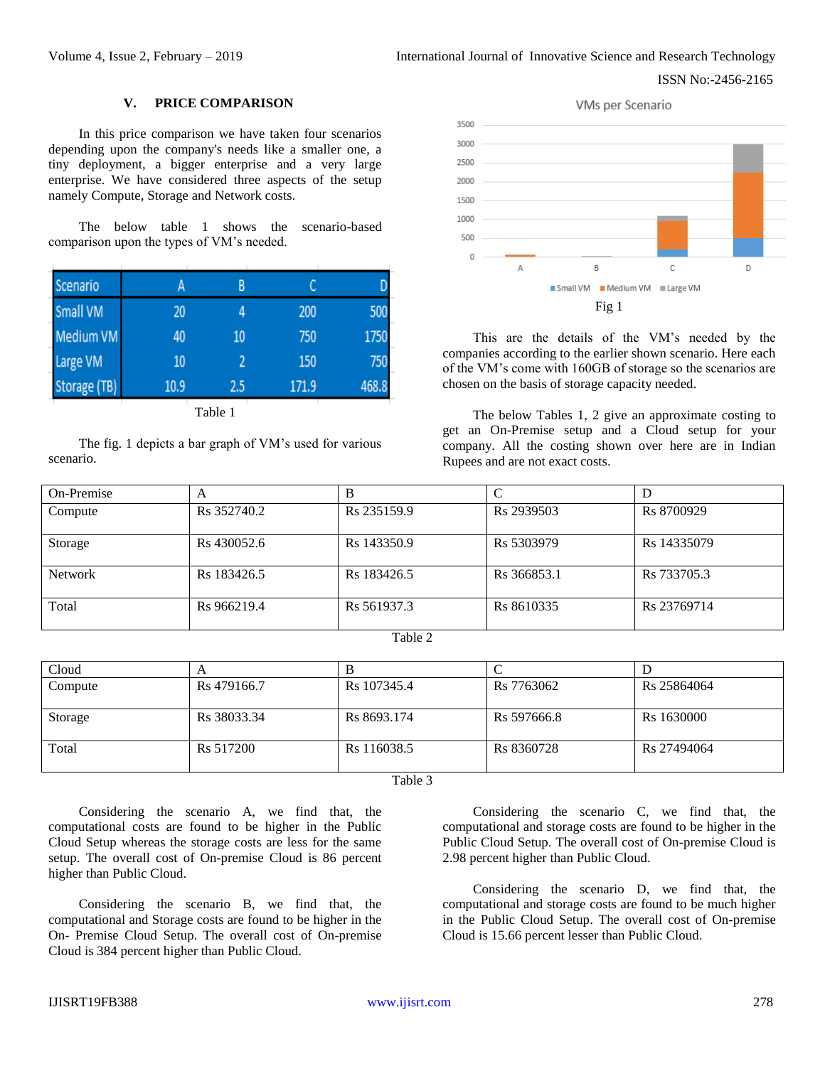## V. PRICE COMPARISON

In this price comparison we have taken four scenarios depending upon the company's needs like a smaller one, a tiny deployment, a bigger enterprise and a very large enterprise. We have considered three aspects of the setup namely Compute, Storage and Network costs.

The below table 1 shows the scenario-based comparison upon the types of VM's needed.

| Scenario | A | B | C | D |
|---|---|---|---|---|
| Small VM | 20 | 4 | 200 | 500 |
| Medium VM | 40 | 10 | 750 | 1750 |
| Large VM | 10 | 2 | 150 | 750 |
| Storage (TB) | 10.9 | 2.5 | 171.9 | 468.8 |

Table 1

The fig. 1 depicts a bar graph of VM's used for various scenario.

Fig 1

This are the details of the VM's needed by the companies according to the earlier shown scenario. Here each of the VM's come with 160GB of storage so the scenarios are chosen on the basis of storage capacity needed.

The below Tables 1, 2 give an approximate costing to get an On-Premise setup and a Cloud setup for your company. All the costing shown over here are in Indian Rupees and are not exact costs.

| On-Premise | A | B | C | D |
|---|---|---|---|---|
| Compute | Rs 352740.2 | Rs 235159.9 | Rs 2939503 | Rs 8700929 |
| Storage | Rs 430052.6 | Rs 143350.9 | Rs 5303979 | Rs 14335079 |
| Network | Rs 183426.5 | Rs 183426.5 | Rs 366853.1 | Rs 733705.3 |
| Total | Rs 966219.4 | Rs 561937.3 | Rs 8610335 | Rs 23769714 |

Table 2

| Cloud | A | B | C | D |
|---|---|---|---|---|
| Compute | Rs 479166.7 | Rs 107345.4 | Rs 7763062 | Rs 25864064 |
| Storage | Rs 38033.34 | Rs 8693.174 | Rs 597666.8 | Rs 1630000 |
| Total | Rs 517200 | Rs 116038.5 | Rs 8360728 | Rs 27494064 |

Table 3

Considering the scenario A, we find that, the computational costs are found to be higher in the Public Cloud Setup whereas the storage costs are less for the same setup. The overall cost of On-premise Cloud is 86 percent higher than Public Cloud.

Considering the scenario B, we find that, the computational and Storage costs are found to be higher in the On- Premise Cloud Setup. The overall cost of On-premise Cloud is 384 percent higher than Public Cloud.

Considering the scenario C, we find that, the computational and storage costs are found to be higher in the Public Cloud Setup. The overall cost of On-premise Cloud is 2.98 percent higher than Public Cloud.

Considering the scenario D, we find that, the computational and storage costs are found to be much higher in the Public Cloud Setup. The overall cost of On-premise Cloud is 15.66 percent lesser than Public Cloud.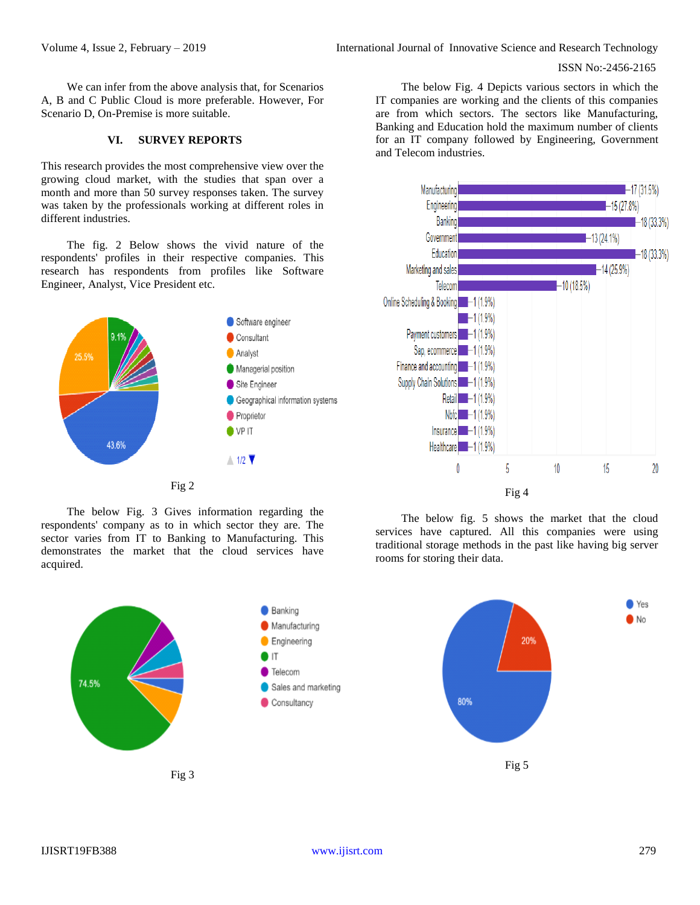We can infer from the above analysis that, for Scenarios A, B and C Public Cloud is more preferable. However, For Scenario D, On-Premise is more suitable.

## VI. SURVEY REPORTS

This research provides the most comprehensive view over the growing cloud market, with the studies that span over a month and more than 50 survey responses taken. The survey was taken by the professionals working at different roles in different industries.

The fig. 2 Below shows the vivid nature of the respondents' profiles in their respective companies. This research has respondents from profiles like Software Engineer, Analyst, Vice President etc.

Fig 2

The below Fig. 3 Gives information regarding the respondents' company as to in which sector they are. The sector varies from IT to Banking to Manufacturing. This demonstrates the market that the cloud services have acquired.

Fig 3

The below Fig. 4 Depicts various sectors in which the IT companies are working and the clients of this companies are from which sectors. The sectors like Manufacturing, Banking and Education hold the maximum number of clients for an IT company followed by Engineering, Government and Telecom industries.

Fig 4

The below fig. 5 shows the market that the cloud services have captured. All this companies were using traditional storage methods in the past like having big server rooms for storing their data.

Fig 5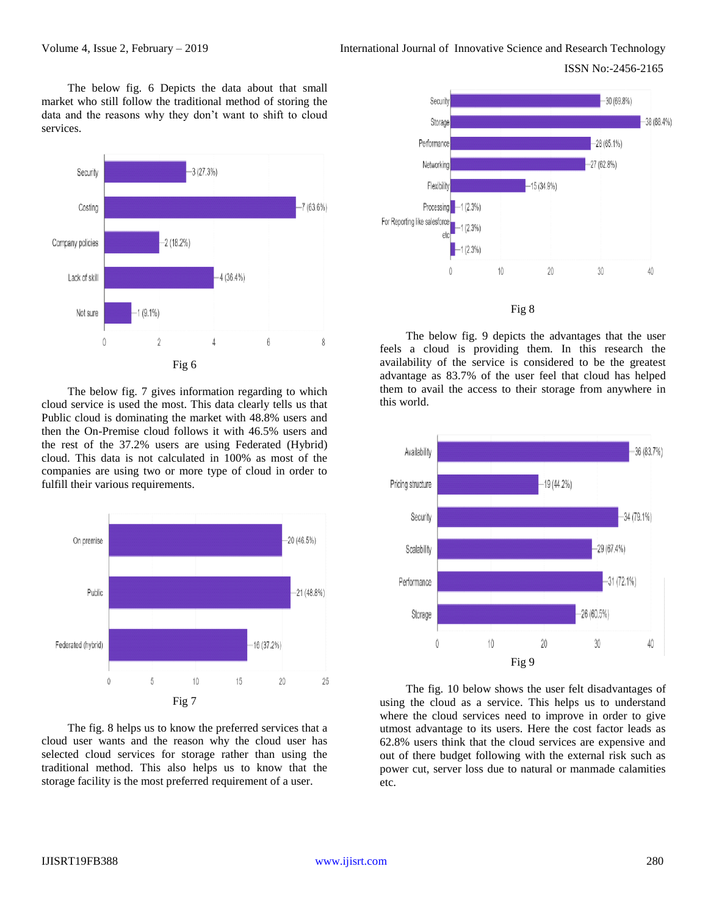The below fig. 6 Depicts the data about that small market who still follow the traditional method of storing the data and the reasons why they don't want to shift to cloud services.

Fig 6

The below fig. 7 gives information regarding to which cloud service is used the most. This data clearly tells us that Public cloud is dominating the market with 48.8% users and then the On-Premise cloud follows it with 46.5% users and the rest of the 37.2% users are using Federated (Hybrid) cloud. This data is not calculated in 100% as most of the companies are using two or more type of cloud in order to fulfill their various requirements.

Fig 7

The fig. 8 helps us to know the preferred services that a cloud user wants and the reason why the cloud user has selected cloud services for storage rather than using the traditional method. This also helps us to know that the storage facility is the most preferred requirement of a user.

Fig 8

The below fig. 9 depicts the advantages that the user feels a cloud is providing them. In this research the availability of the service is considered to be the greatest advantage as 83.7% of the user feel that cloud has helped them to avail the access to their storage from anywhere in this world.

Fig 9

The fig. 10 below shows the user felt disadvantages of using the cloud as a service. This helps us to understand where the cloud services need to improve in order to give utmost advantage to its users. Here the cost factor leads as 62.8% users think that the cloud services are expensive and out of there budget following with the external risk such as power cut, server loss due to natural or manmade calamities etc.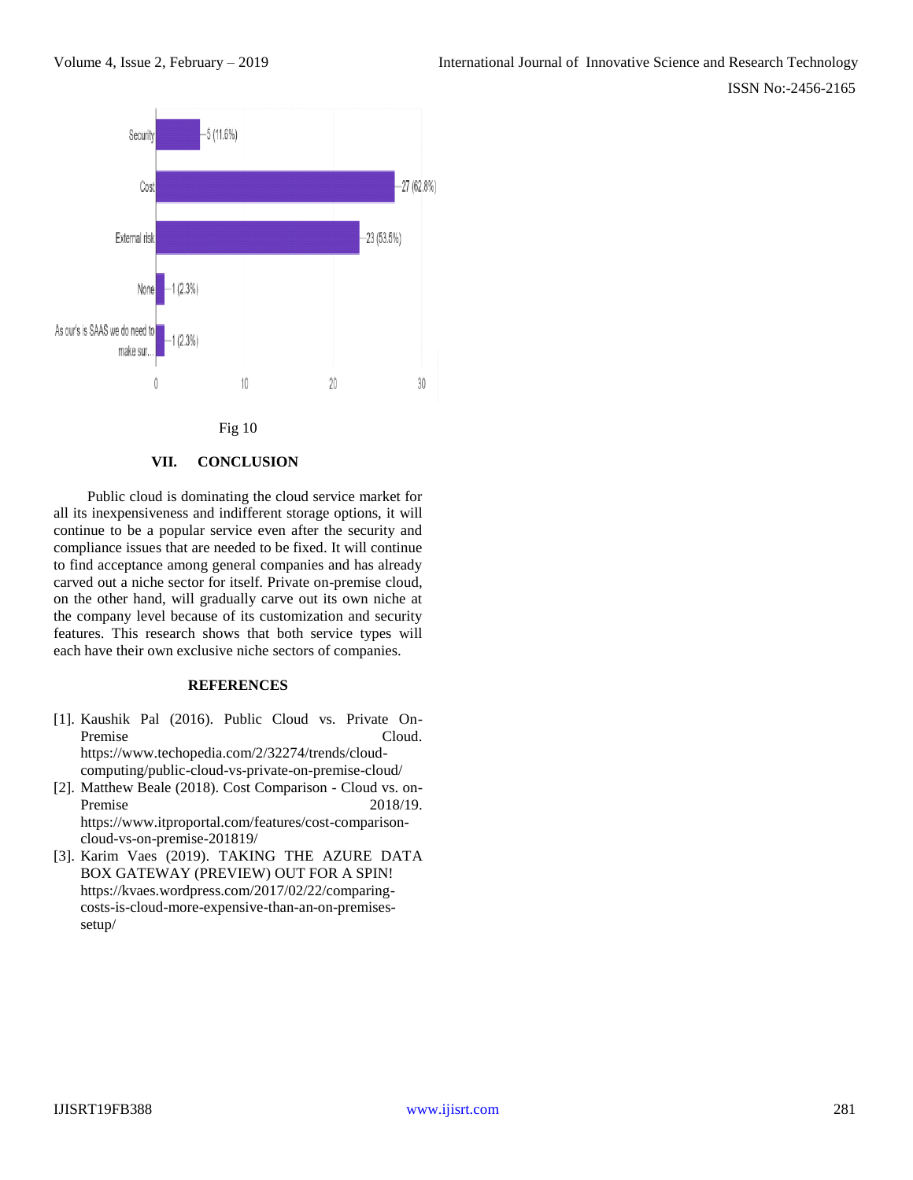Security
5 (11.6%)
Cost
27 (62.8%)
External risk
23 (53.5%)
None
1 (2.3%)
As our's is SAAS we do need to make sur...
1 (2.3%)
0
10
20
30

Fig 10

## VII. CONCLUSION

Public cloud is dominating the cloud service market for all its inexpensiveness and indifferent storage options, it will continue to be a popular service even after the security and compliance issues that are needed to be fixed. It will continue to find acceptance among general companies and has already carved out a niche sector for itself. Private on-premise cloud, on the other hand, will gradually carve out its own niche at the company level because of its customization and security features. This research shows that both service types will each have their own exclusive niche sectors of companies.

## REFERENCES

[1]. Kaushik Pal (2016). Public Cloud vs. Private On-Premise Cloud. https://www.techopedia.com/2/32274/trends/cloud-computing/public-cloud-vs-private-on-premise-cloud/

[2]. Matthew Beale (2018). Cost Comparison - Cloud vs. on-Premise 2018/19. https://www.itproportal.com/features/cost-comparison-cloud-vs-on-premise-201819/

[3]. Karim Vaes (2019). TAKING THE AZURE DATA BOX GATEWAY (PREVIEW) OUT FOR A SPIN! https://kvaes.wordpress.com/2017/02/22/comparing-costs-is-cloud-more-expensive-than-an-on-premises-setup/